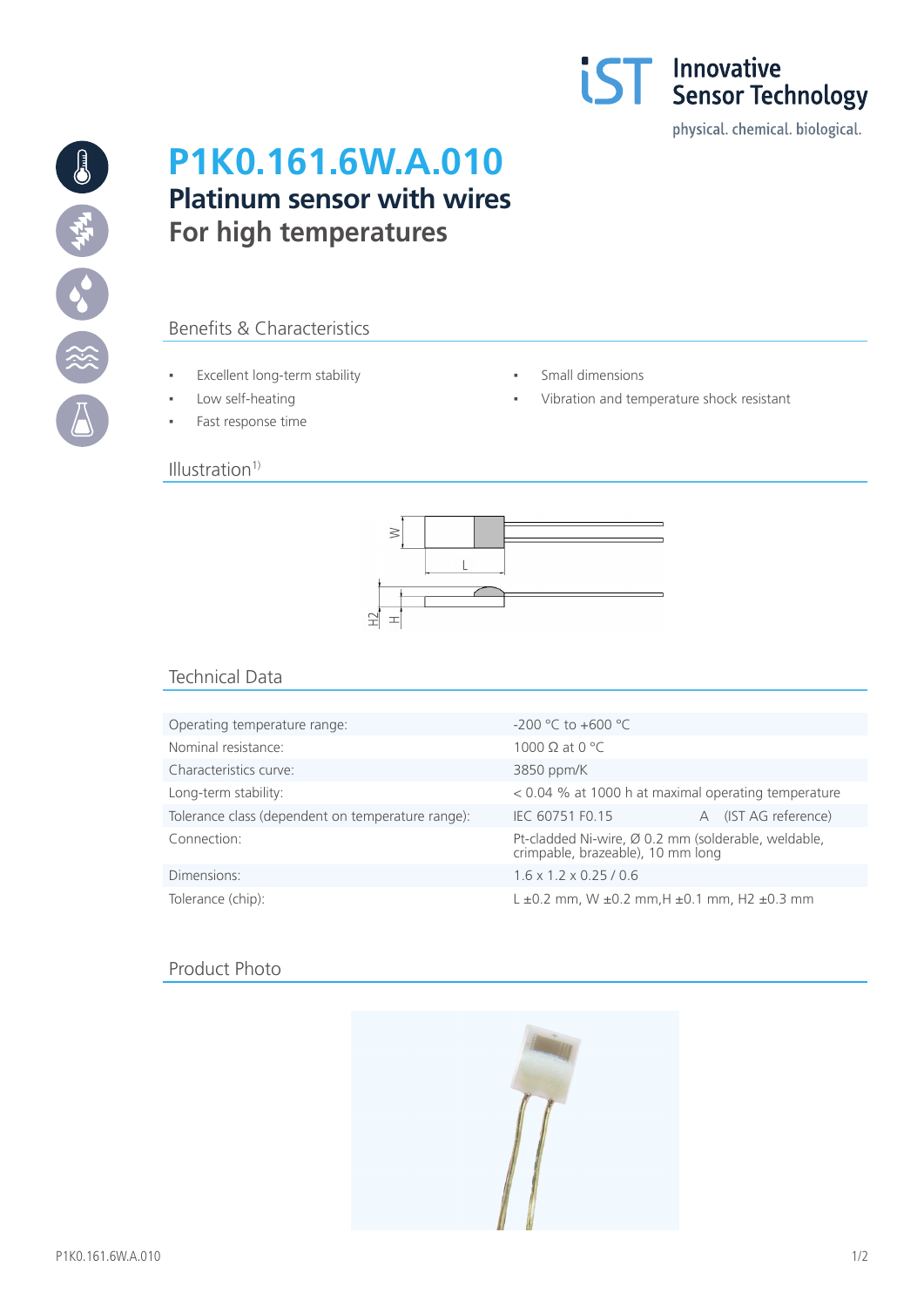# P1K0.161.6W.A.010

## Platinum sensor with wires
## For high temperatures

### Benefits & Characteristics

- Excellent long-term stability
- Low self-heating
- Fast response time
- Small dimensions
- Vibration and temperature shock resistant

### Illustration[1)]

### Technical Data

| | |
|---|---|
| Operating temperature range: | -200 °C to +600 °C |
| Nominal resistance: | 1000 Ω at 0 °C |
| Characteristics curve: | 3850 ppm/K |
| Long-term stability: | < 0.04 % at 1000 h at maximal operating temperature |
| Tolerance class (dependent on temperature range): | IEC 60751 F0.15 A (IST AG reference) |
| Connection: | Pt-cladded Ni-wire, Ø 0.2 mm (solderable, weldable, crimpable, brazeable), 10 mm long |
| Dimensions: | 1.6 x 1.2 x 0.25 / 0.6 |
| Tolerance (chip): | L ±0.2 mm, W ±0.2 mm,H ±0.1 mm, H2 ±0.3 mm |

### Product Photo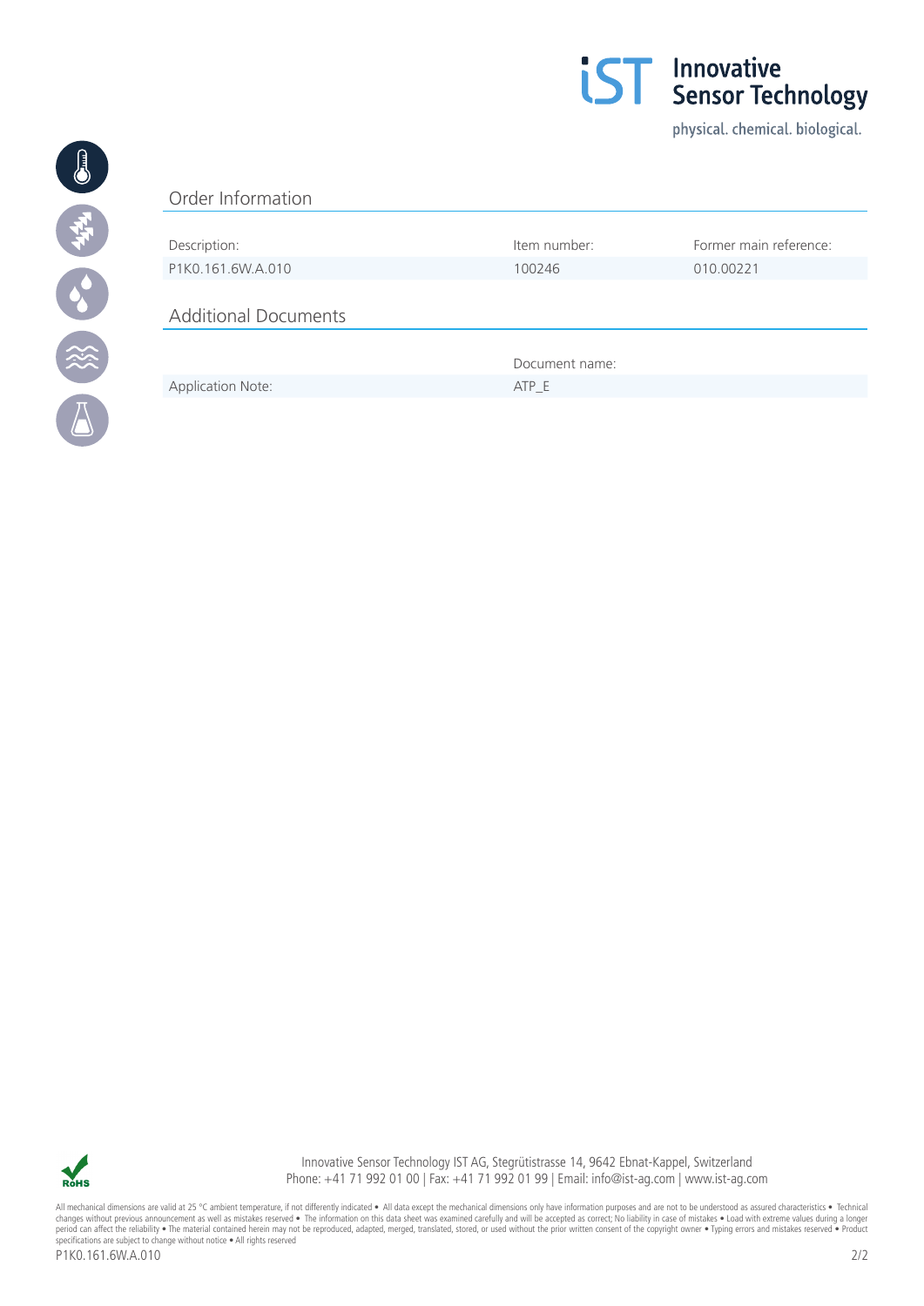## Order Information

| Description: | Item number: | Former main reference: |
|---|---|---|
| P1K0.161.6W.A.010 | 100246 | 010.00221 |

## Additional Documents

| | Document name: |
|---|---|
| Application Note: | ATP_E |

Innovative Sensor Technology IST AG, Stegrütistrasse 14, 9642 Ebnat-Kappel, Switzerland
Phone: +41 71 992 01 00 | Fax: +41 71 992 01 99 | Email: info@ist-ag.com | www.ist-ag.com

All mechanical dimensions are valid at 25 °C ambient temperature, if not differently indicated • All data except the mechanical dimensions only have information purposes and are not to be understood as assured characteristics • Technical changes without previous announcement as well as mistakes reserved • The information on this data sheet was examined carefully and will be accepted as correct; No liability in case of mistakes • Load with extreme values during a longer period can affect the reliability • The material contained herein may not be reproduced, adapted, merged, translated, stored, or used without the prior written consent of the copyright owner • Typing errors and mistakes reserved • Product specifications are subject to change without notice • All rights reserved